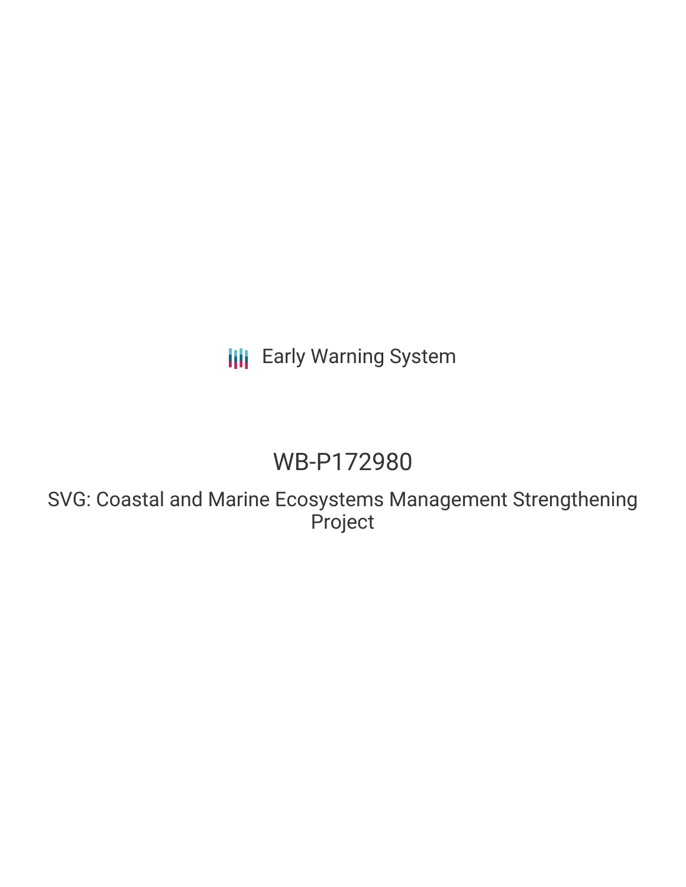Early Warning System

# WB-P172980

## SVG: Coastal and Marine Ecosystems Management Strengthening Project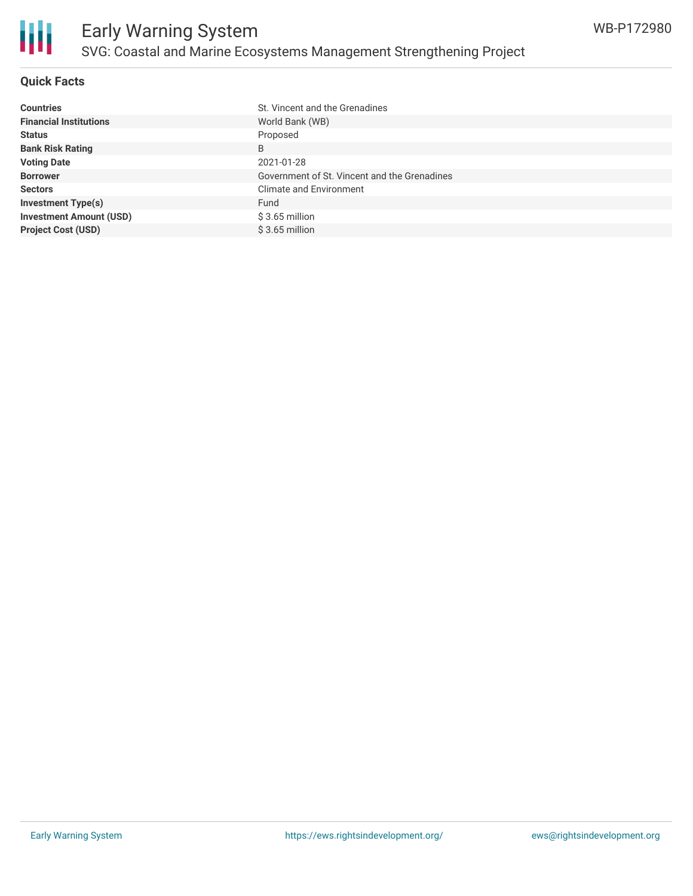## Quick Facts

| | |
|---|---|
| **Countries** | St. Vincent and the Grenadines |
| **Financial Institutions** | World Bank (WB) |
| **Status** | Proposed |
| **Bank Risk Rating** | B |
| **Voting Date** | 2021-01-28 |
| **Borrower** | Government of St. Vincent and the Grenadines |
| **Sectors** | Climate and Environment |
| **Investment Type(s)** | Fund |
| **Investment Amount (USD)** | $ 3.65 million |
| **Project Cost (USD)** | $ 3.65 million |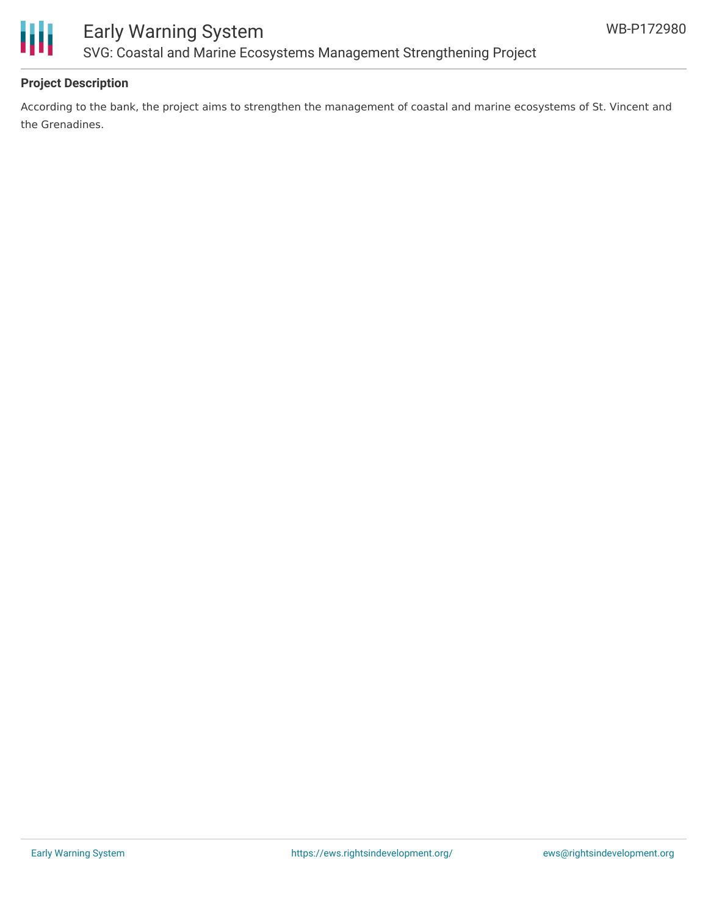**Project Description**

According to the bank, the project aims to strengthen the management of coastal and marine ecosystems of St. Vincent and the Grenadines.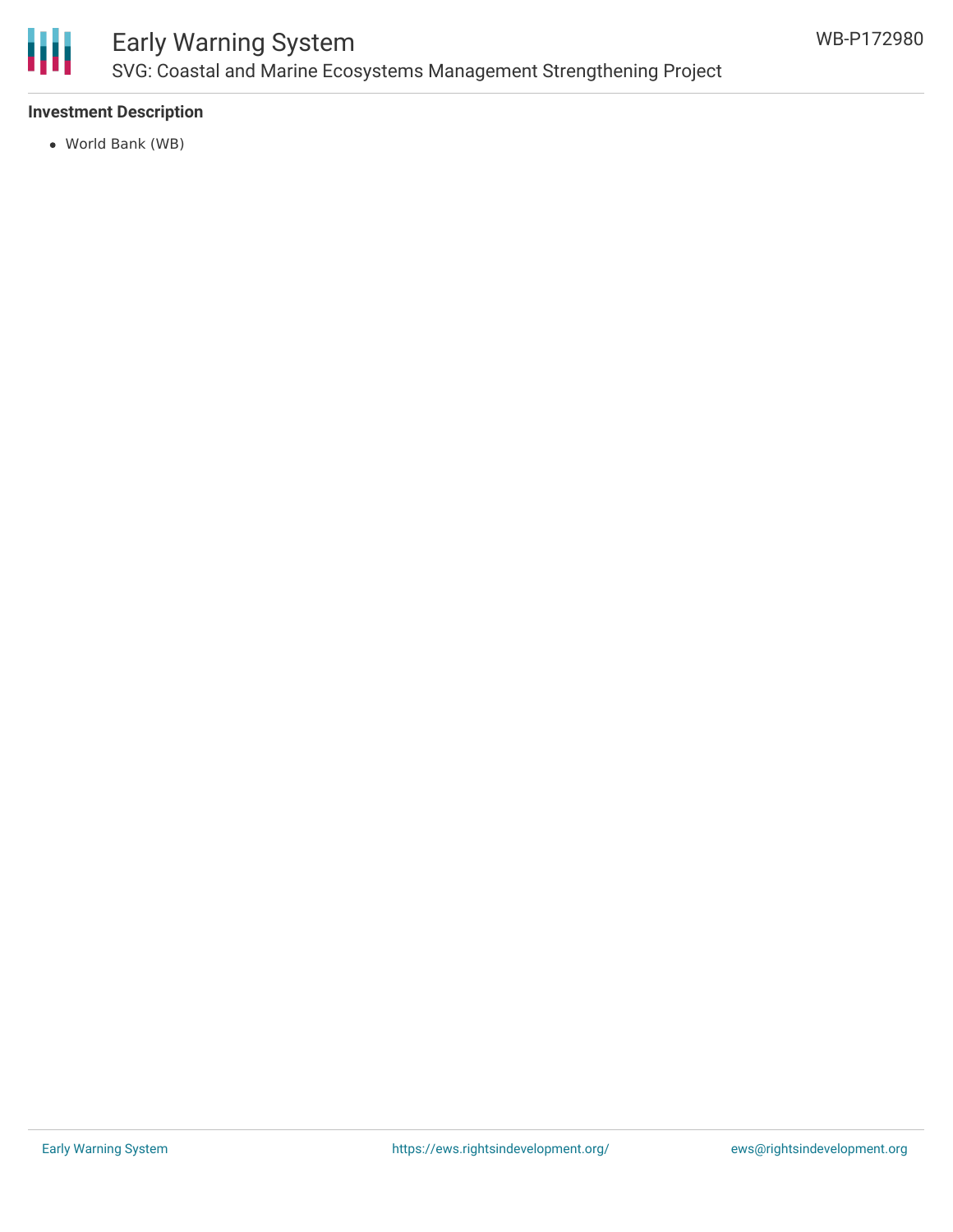**Investment Description**

- World Bank (WB)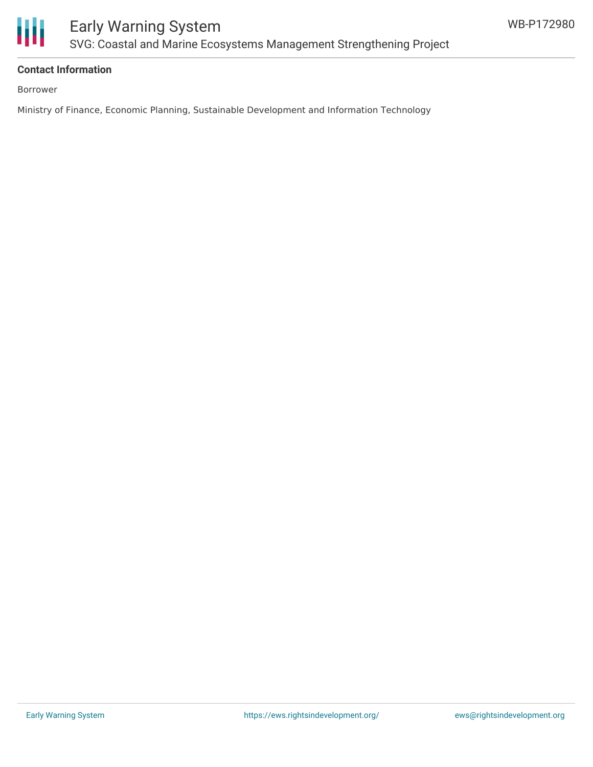**Contact Information**

Borrower

Ministry of Finance, Economic Planning, Sustainable Development and Information Technology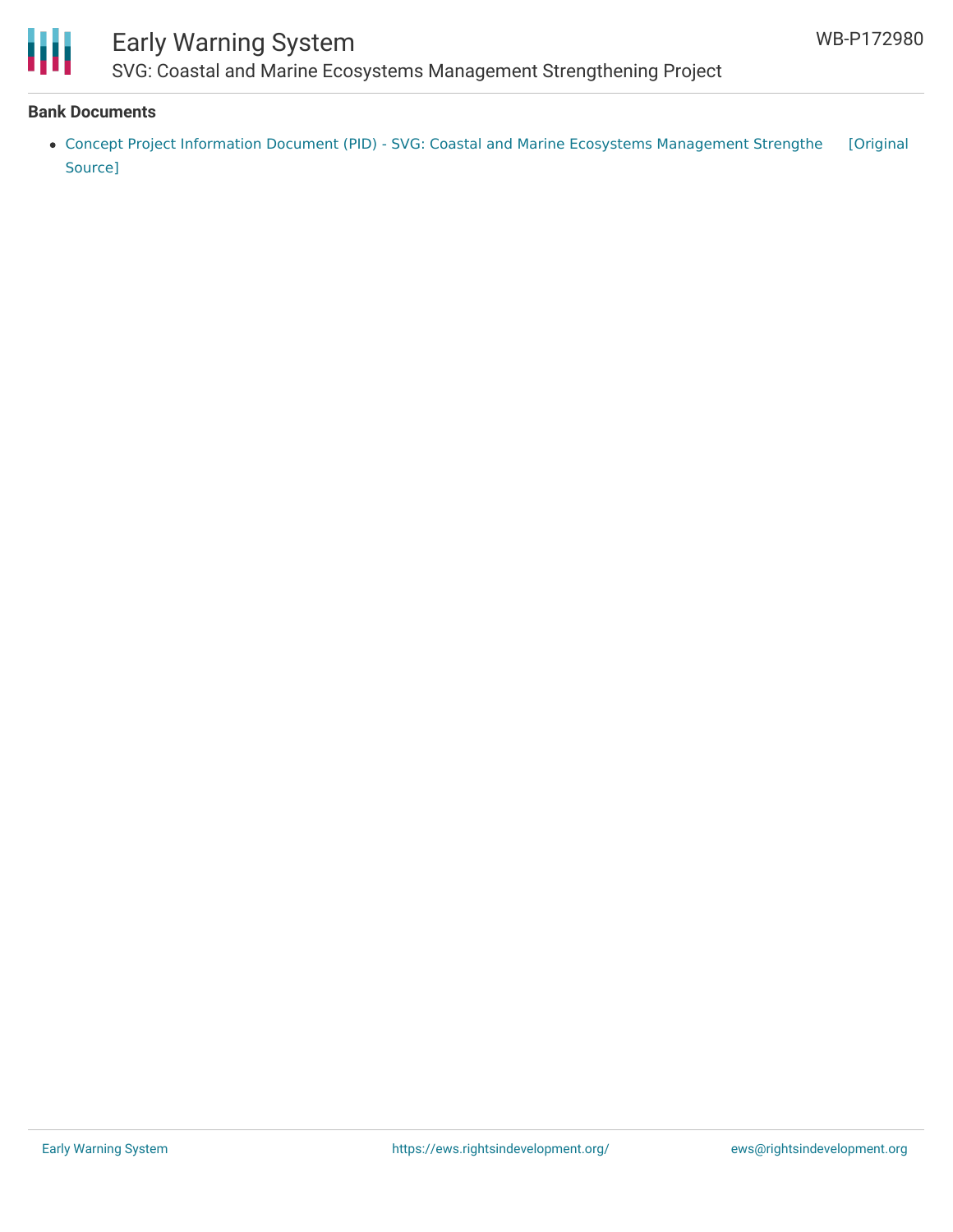**Bank Documents**

- Concept Project Information Document (PID) - SVG: Coastal and Marine Ecosystems Management Strengthe [Original Source]